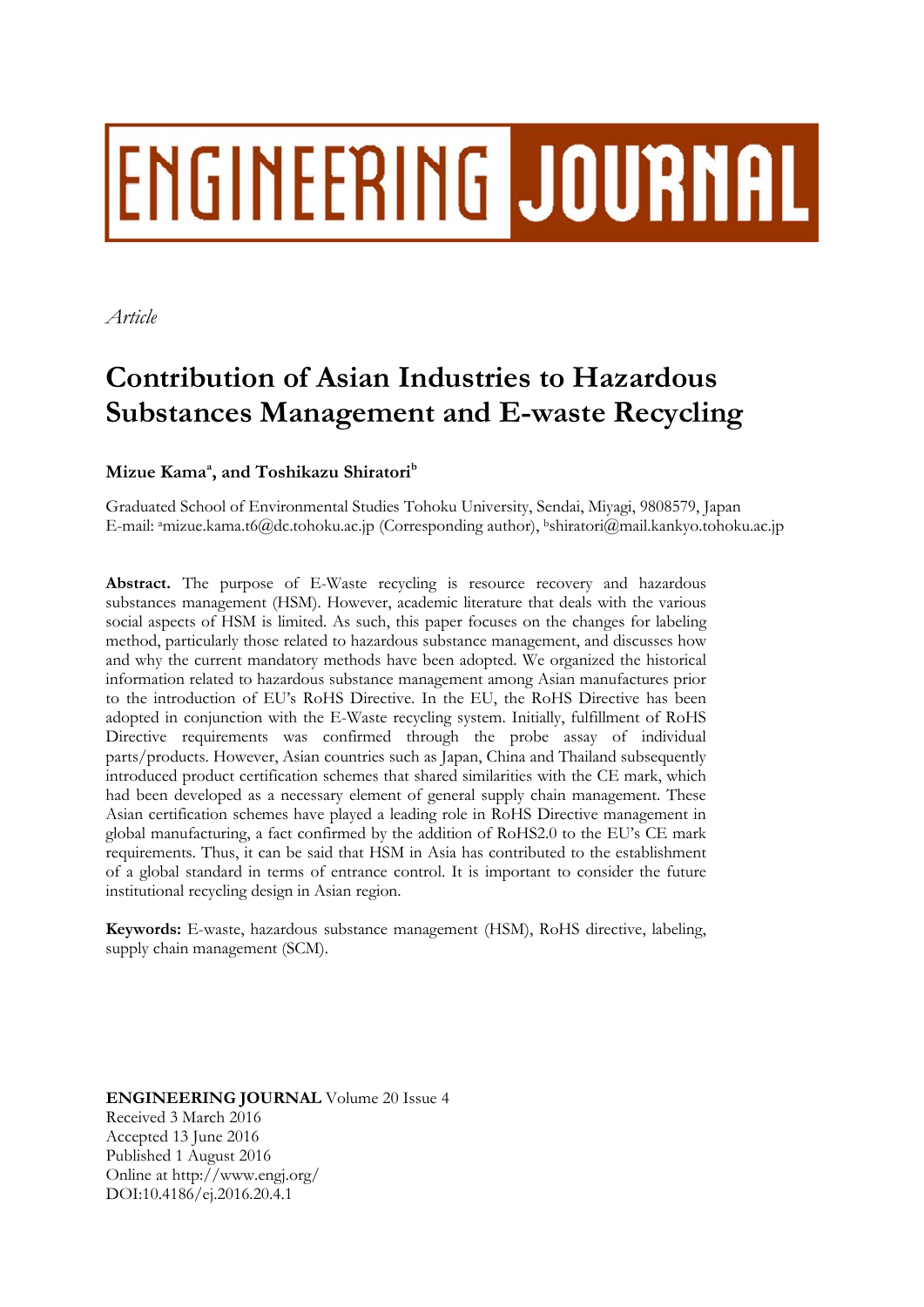# ENGINEERING JOURNAL

*Article*

# Contribution of Asian Industries to Hazardous Substances Management and E-waste Recycling

**Mizue Kama[a], and Toshikazu Shiratori[b]**

Graduated School of Environmental Studies Tohoku University, Sendai, Miyagi, 9808579, Japan
E-mail: [a]mizue.kama.t6@dc.tohoku.ac.jp (Corresponding author), [b]shiratori@mail.kankyo.tohoku.ac.jp

**Abstract.** The purpose of E-Waste recycling is resource recovery and hazardous substances management (HSM). However, academic literature that deals with the various social aspects of HSM is limited. As such, this paper focuses on the changes for labeling method, particularly those related to hazardous substance management, and discusses how and why the current mandatory methods have been adopted. We organized the historical information related to hazardous substance management among Asian manufactures prior to the introduction of EU's RoHS Directive. In the EU, the RoHS Directive has been adopted in conjunction with the E-Waste recycling system. Initially, fulfillment of RoHS Directive requirements was confirmed through the probe assay of individual parts/products. However, Asian countries such as Japan, China and Thailand subsequently introduced product certification schemes that shared similarities with the CE mark, which had been developed as a necessary element of general supply chain management. These Asian certification schemes have played a leading role in RoHS Directive management in global manufacturing, a fact confirmed by the addition of RoHS2.0 to the EU's CE mark requirements. Thus, it can be said that HSM in Asia has contributed to the establishment of a global standard in terms of entrance control. It is important to consider the future institutional recycling design in Asian region.

**Keywords:** E-waste, hazardous substance management (HSM), RoHS directive, labeling, supply chain management (SCM).

**ENGINEERING JOURNAL** Volume 20 Issue 4
Received 3 March 2016
Accepted 13 June 2016
Published 1 August 2016
Online at http://www.engj.org/
DOI:10.4186/ej.2016.20.4.1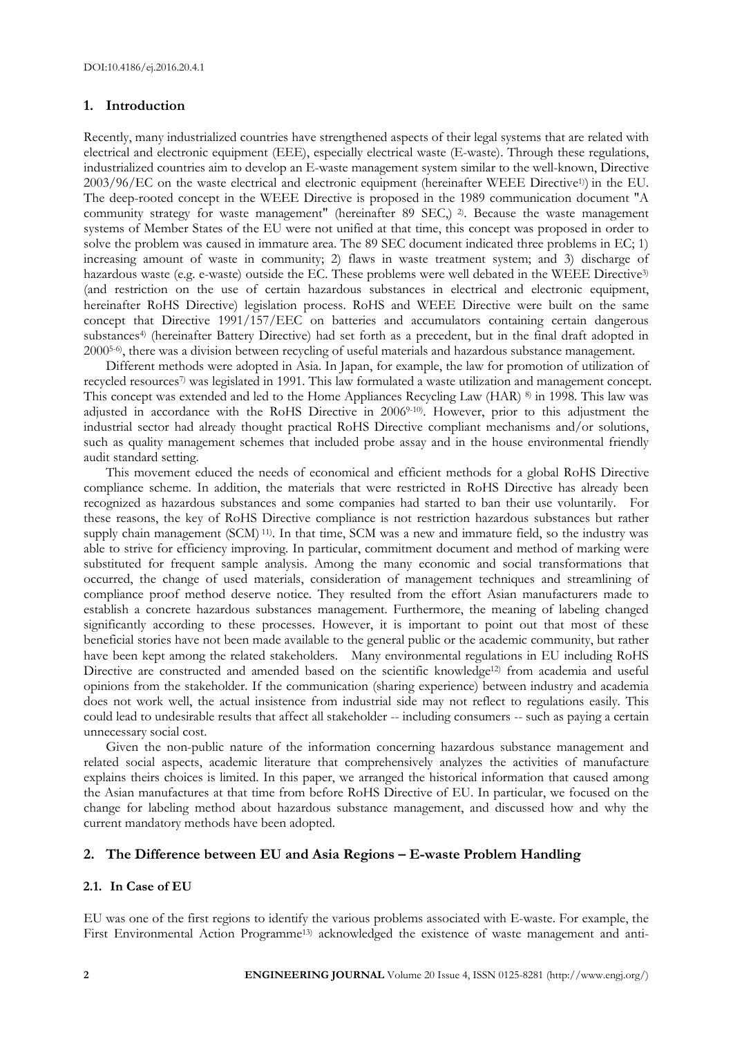## 1. Introduction

Recently, many industrialized countries have strengthened aspects of their legal systems that are related with electrical and electronic equipment (EEE), especially electrical waste (E-waste). Through these regulations, industrialized countries aim to develop an E-waste management system similar to the well-known, Directive 2003/96/EC on the waste electrical and electronic equipment (hereinafter WEEE Directive[1]) in the EU. The deep-rooted concept in the WEEE Directive is proposed in the 1989 communication document "A community strategy for waste management" (hereinafter 89 SEC,) [2]. Because the waste management systems of Member States of the EU were not unified at that time, this concept was proposed in order to solve the problem was caused in immature area. The 89 SEC document indicated three problems in EC; 1) increasing amount of waste in community; 2) flaws in waste treatment system; and 3) discharge of hazardous waste (e.g. e-waste) outside the EC. These problems were well debated in the WEEE Directive[3] (and restriction on the use of certain hazardous substances in electrical and electronic equipment, hereinafter RoHS Directive) legislation process. RoHS and WEEE Directive were built on the same concept that Directive 1991/157/EEC on batteries and accumulators containing certain dangerous substances[4] (hereinafter Battery Directive) had set forth as a precedent, but in the final draft adopted in 2000[5-6], there was a division between recycling of useful materials and hazardous substance management.

Different methods were adopted in Asia. In Japan, for example, the law for promotion of utilization of recycled resources[7] was legislated in 1991. This law formulated a waste utilization and management concept. This concept was extended and led to the Home Appliances Recycling Law (HAR) [8] in 1998. This law was adjusted in accordance with the RoHS Directive in 2006[9-10]. However, prior to this adjustment the industrial sector had already thought practical RoHS Directive compliant mechanisms and/or solutions, such as quality management schemes that included probe assay and in the house environmental friendly audit standard setting.

This movement educed the needs of economical and efficient methods for a global RoHS Directive compliance scheme. In addition, the materials that were restricted in RoHS Directive has already been recognized as hazardous substances and some companies had started to ban their use voluntarily. For these reasons, the key of RoHS Directive compliance is not restriction hazardous substances but rather supply chain management (SCM) [11]. In that time, SCM was a new and immature field, so the industry was able to strive for efficiency improving. In particular, commitment document and method of marking were substituted for frequent sample analysis. Among the many economic and social transformations that occurred, the change of used materials, consideration of management techniques and streamlining of compliance proof method deserve notice. They resulted from the effort Asian manufacturers made to establish a concrete hazardous substances management. Furthermore, the meaning of labeling changed significantly according to these processes. However, it is important to point out that most of these beneficial stories have not been made available to the general public or the academic community, but rather have been kept among the related stakeholders. Many environmental regulations in EU including RoHS Directive are constructed and amended based on the scientific knowledge[12] from academia and useful opinions from the stakeholder. If the communication (sharing experience) between industry and academia does not work well, the actual insistence from industrial side may not reflect to regulations easily. This could lead to undesirable results that affect all stakeholder -- including consumers -- such as paying a certain unnecessary social cost.

Given the non-public nature of the information concerning hazardous substance management and related social aspects, academic literature that comprehensively analyzes the activities of manufacture explains theirs choices is limited. In this paper, we arranged the historical information that caused among the Asian manufactures at that time from before RoHS Directive of EU. In particular, we focused on the change for labeling method about hazardous substance management, and discussed how and why the current mandatory methods have been adopted.

## 2. The Difference between EU and Asia Regions – E-waste Problem Handling

### 2.1. In Case of EU

EU was one of the first regions to identify the various problems associated with E-waste. For example, the First Environmental Action Programme[13] acknowledged the existence of waste management and anti-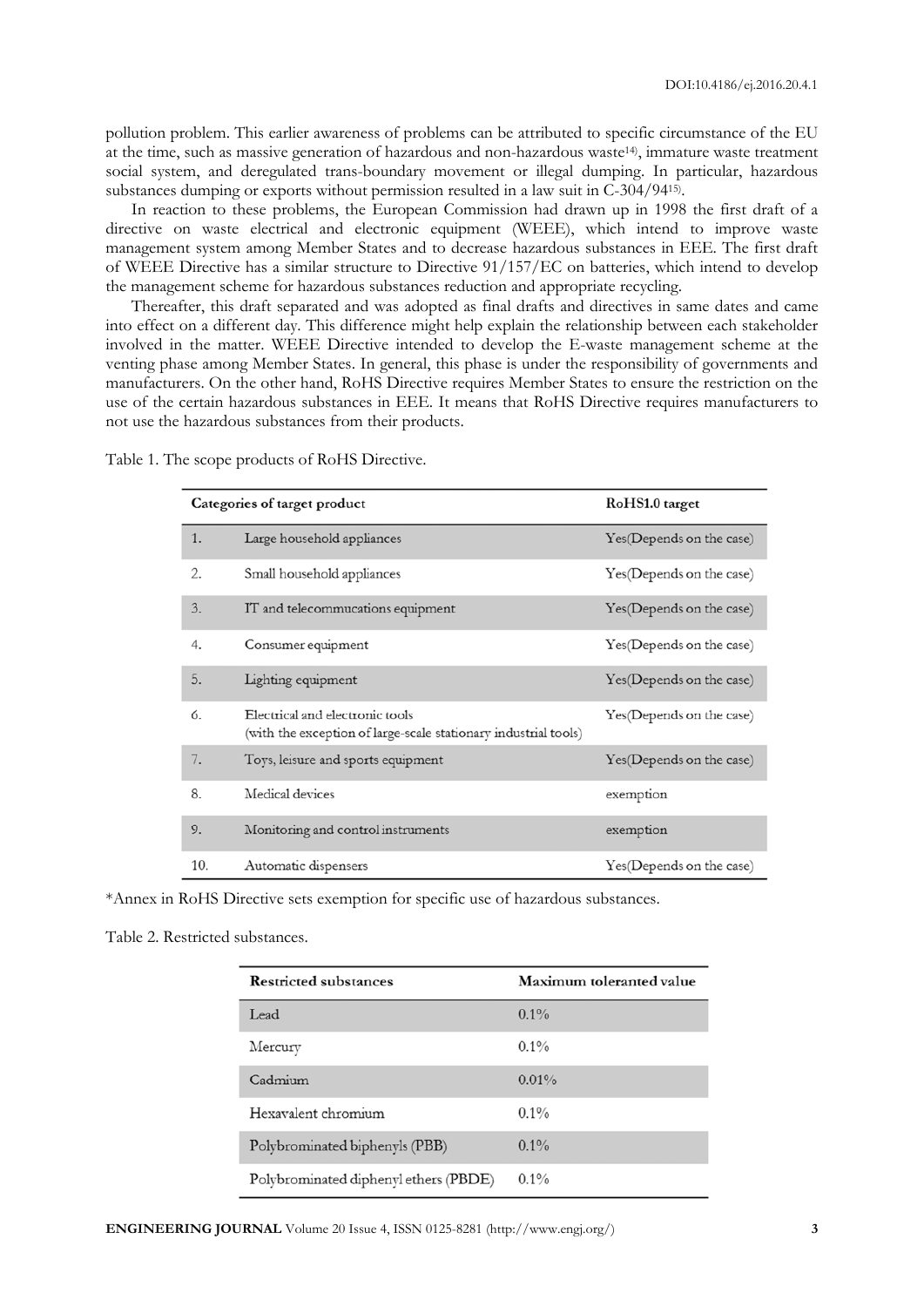pollution problem. This earlier awareness of problems can be attributed to specific circumstance of the EU at the time, such as massive generation of hazardous and non-hazardous waste[14], immature waste treatment social system, and deregulated trans-boundary movement or illegal dumping. In particular, hazardous substances dumping or exports without permission resulted in a law suit in C-304/94[15].

In reaction to these problems, the European Commission had drawn up in 1998 the first draft of a directive on waste electrical and electronic equipment (WEEE), which intend to improve waste management system among Member States and to decrease hazardous substances in EEE. The first draft of WEEE Directive has a similar structure to Directive 91/157/EC on batteries, which intend to develop the management scheme for hazardous substances reduction and appropriate recycling.

Thereafter, this draft separated and was adopted as final drafts and directives in same dates and came into effect on a different day. This difference might help explain the relationship between each stakeholder involved in the matter. WEEE Directive intended to develop the E-waste management scheme at the venting phase among Member States. In general, this phase is under the responsibility of governments and manufacturers. On the other hand, RoHS Directive requires Member States to ensure the restriction on the use of the certain hazardous substances in EEE. It means that RoHS Directive requires manufacturers to not use the hazardous substances from their products.

Table 1. The scope products of RoHS Directive.

| Categories of target product | | RoHS1.0 target |
|---|---|---|
| 1. | Large household appliances | Yes(Depends on the case) |
| 2. | Small household appliances | Yes(Depends on the case) |
| 3. | IT and telecommucations equipment | Yes(Depends on the case) |
| 4. | Consumer equipment | Yes(Depends on the case) |
| 5. | Lighting equipment | Yes(Depends on the case) |
| 6. | Electrical and electronic tools (with the exception of large-scale stationary industrial tools) | Yes(Depends on the case) |
| 7. | Toys, leisure and sports equipment | Yes(Depends on the case) |
| 8. | Medical devices | exemption |
| 9. | Monitoring and control instruments | exemption |
| 10. | Automatic dispensers | Yes(Depends on the case) |

*Annex in RoHS Directive sets exemption for specific use of hazardous substances.

Table 2. Restricted substances.

| Restricted substances | Maximum toleranted value |
|---|---|
| Lead | 0.1% |
| Mercury | 0.1% |
| Cadmium | 0.01% |
| Hexavalent chromium | 0.1% |
| Polybrominated biphenyls (PBB) | 0.1% |
| Polybrominated diphenyl ethers (PBDE) | 0.1% |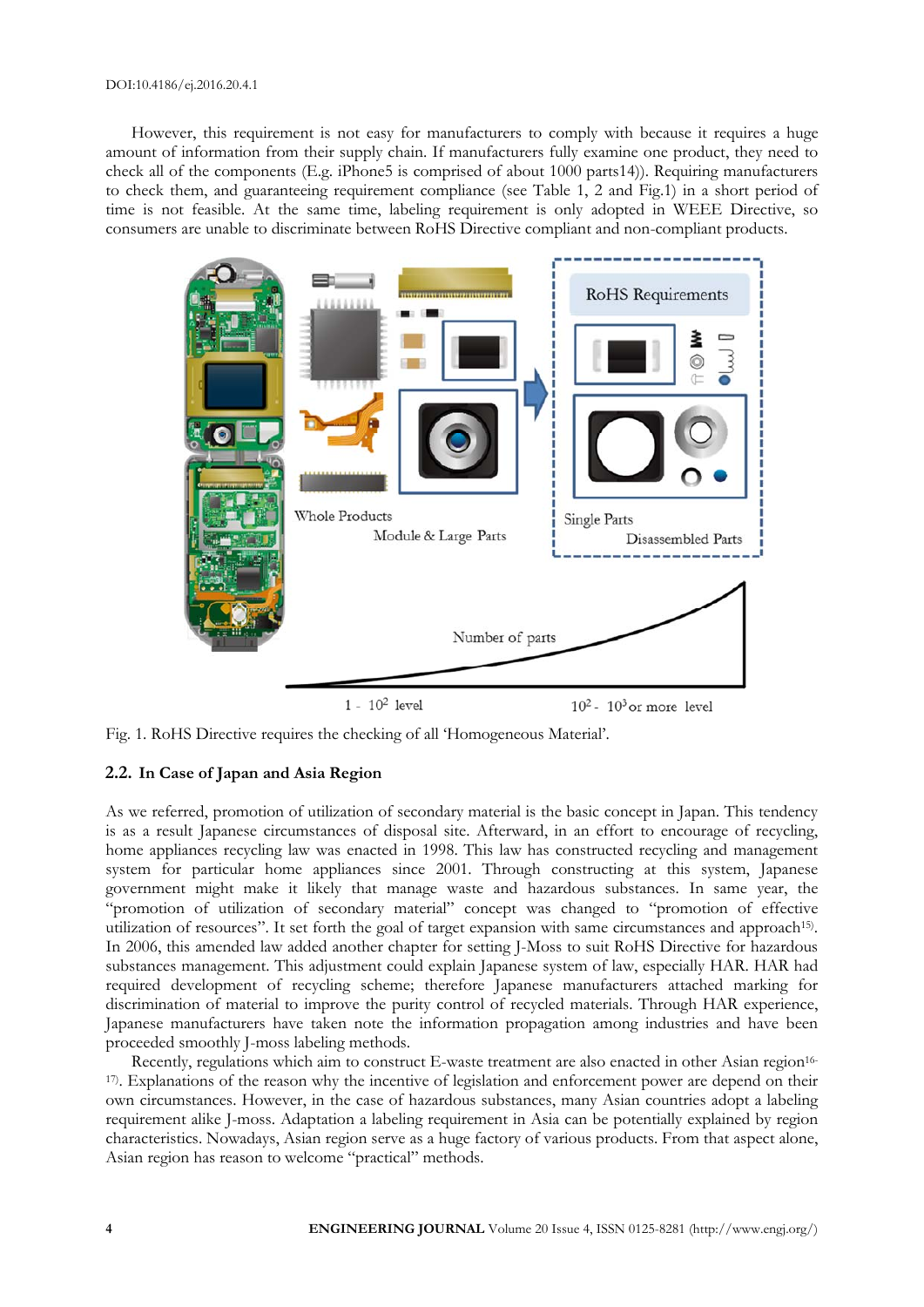However, this requirement is not easy for manufacturers to comply with because it requires a huge amount of information from their supply chain. If manufacturers fully examine one product, they need to check all of the components (E.g. iPhone5 is comprised of about 1000 parts14)). Requiring manufacturers to check them, and guaranteeing requirement compliance (see Table 1, 2 and Fig.1) in a short period of time is not feasible. At the same time, labeling requirement is only adopted in WEEE Directive, so consumers are unable to discriminate between RoHS Directive compliant and non-compliant products.

Fig. 1. RoHS Directive requires the checking of all 'Homogeneous Material'.

### 2.2. In Case of Japan and Asia Region

As we referred, promotion of utilization of secondary material is the basic concept in Japan. This tendency is as a result Japanese circumstances of disposal site. Afterward, in an effort to encourage of recycling, home appliances recycling law was enacted in 1998. This law has constructed recycling and management system for particular home appliances since 2001. Through constructing at this system, Japanese government might make it likely that manage waste and hazardous substances. In same year, the "promotion of utilization of secondary material" concept was changed to "promotion of effective utilization of resources". It set forth the goal of target expansion with same circumstances and approach[15]. In 2006, this amended law added another chapter for setting J-Moss to suit RoHS Directive for hazardous substances management. This adjustment could explain Japanese system of law, especially HAR. HAR had required development of recycling scheme; therefore Japanese manufacturers attached marking for discrimination of material to improve the purity control of recycled materials. Through HAR experience, Japanese manufacturers have taken note the information propagation among industries and have been proceeded smoothly J-moss labeling methods.

Recently, regulations which aim to construct E-waste treatment are also enacted in other Asian region[16-17]. Explanations of the reason why the incentive of legislation and enforcement power are depend on their own circumstances. However, in the case of hazardous substances, many Asian countries adopt a labeling requirement alike J-moss. Adaptation a labeling requirement in Asia can be potentially explained by region characteristics. Nowadays, Asian region serve as a huge factory of various products. From that aspect alone, Asian region has reason to welcome "practical" methods.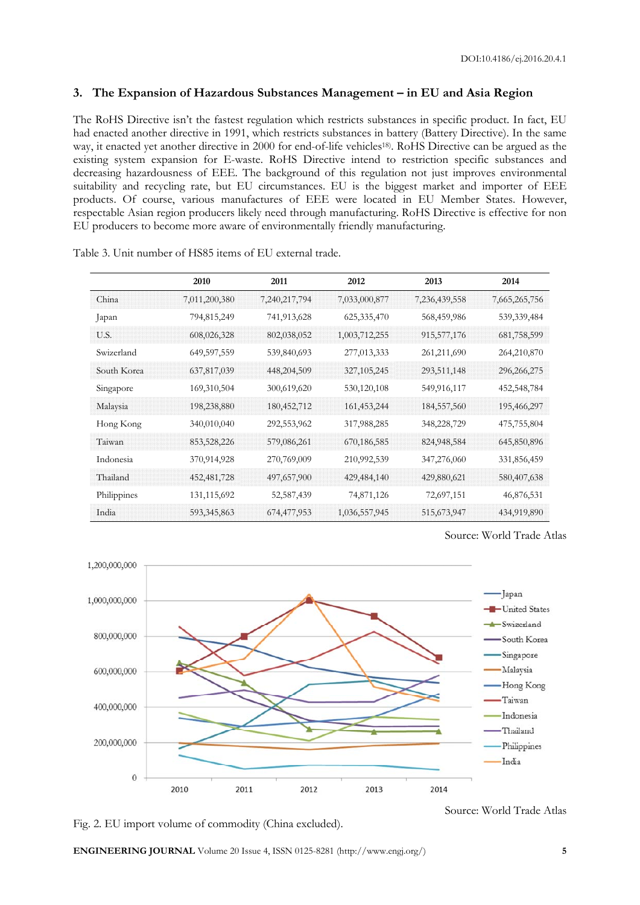## 3. The Expansion of Hazardous Substances Management – in EU and Asia Region

The RoHS Directive isn't the fastest regulation which restricts substances in specific product. In fact, EU had enacted another directive in 1991, which restricts substances in battery (Battery Directive). In the same way, it enacted yet another directive in 2000 for end-of-life vehicles[18]. RoHS Directive can be argued as the existing system expansion for E-waste. RoHS Directive intend to restriction specific substances and decreasing hazardousness of EEE. The background of this regulation not just improves environmental suitability and recycling rate, but EU circumstances. EU is the biggest market and importer of EEE products. Of course, various manufactures of EEE were located in EU Member States. However, respectable Asian region producers likely need through manufacturing. RoHS Directive is effective for non EU producers to become more aware of environmentally friendly manufacturing.

Table 3. Unit number of HS85 items of EU external trade.

| | 2010 | 2011 | 2012 | 2013 | 2014 |
|---|---|---|---|---|---|
| China | 7,011,200,380 | 7,240,217,794 | 7,033,000,877 | 7,236,439,558 | 7,665,265,756 |
| Japan | 794,815,249 | 741,913,628 | 625,335,470 | 568,459,986 | 539,339,484 |
| U.S. | 608,026,328 | 802,038,052 | 1,003,712,255 | 915,577,176 | 681,758,599 |
| Swizerland | 649,597,559 | 539,840,693 | 277,013,333 | 261,211,690 | 264,210,870 |
| South Korea | 637,817,039 | 448,204,509 | 327,105,245 | 293,511,148 | 296,266,275 |
| Singapore | 169,310,504 | 300,619,620 | 530,120,108 | 549,916,117 | 452,548,784 |
| Malaysia | 198,238,880 | 180,452,712 | 161,453,244 | 184,557,560 | 195,466,297 |
| Hong Kong | 340,010,040 | 292,553,962 | 317,988,285 | 348,228,729 | 475,755,804 |
| Taiwan | 853,528,226 | 579,086,261 | 670,186,585 | 824,948,584 | 645,850,896 |
| Indonesia | 370,914,928 | 270,769,009 | 210,992,539 | 347,276,060 | 331,856,459 |
| Thailand | 452,481,728 | 497,657,900 | 429,484,140 | 429,880,621 | 580,407,638 |
| Philippines | 131,115,692 | 52,587,439 | 74,871,126 | 72,697,151 | 46,876,531 |
| India | 593,345,863 | 674,477,953 | 1,036,557,945 | 515,673,947 | 434,919,890 |

Source: World Trade Atlas

Source: World Trade Atlas

Fig. 2. EU import volume of commodity (China excluded).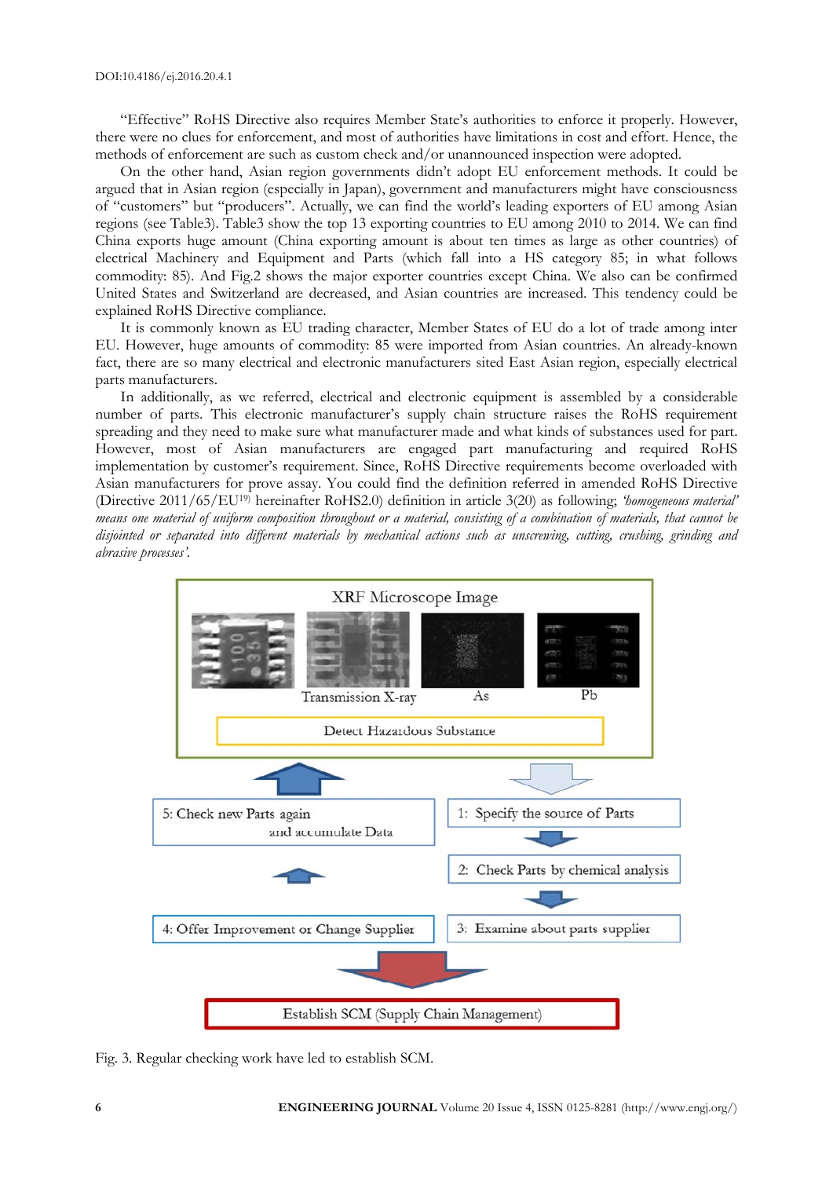"Effective" RoHS Directive also requires Member State's authorities to enforce it properly. However, there were no clues for enforcement, and most of authorities have limitations in cost and effort. Hence, the methods of enforcement are such as custom check and/or unannounced inspection were adopted.

On the other hand, Asian region governments didn't adopt EU enforcement methods. It could be argued that in Asian region (especially in Japan), government and manufacturers might have consciousness of "customers" but "producers". Actually, we can find the world's leading exporters of EU among Asian regions (see Table3). Table3 show the top 13 exporting countries to EU among 2010 to 2014. We can find China exports huge amount (China exporting amount is about ten times as large as other countries) of electrical Machinery and Equipment and Parts (which fall into a HS category 85; in what follows commodity: 85). And Fig.2 shows the major exporter countries except China. We also can be confirmed United States and Switzerland are decreased, and Asian countries are increased. This tendency could be explained RoHS Directive compliance.

It is commonly known as EU trading character, Member States of EU do a lot of trade among inter EU. However, huge amounts of commodity: 85 were imported from Asian countries. An already-known fact, there are so many electrical and electronic manufacturers sited East Asian region, especially electrical parts manufacturers.

In additionally, as we referred, electrical and electronic equipment is assembled by a considerable number of parts. This electronic manufacturer's supply chain structure raises the RoHS requirement spreading and they need to make sure what manufacturer made and what kinds of substances used for part. However, most of Asian manufacturers are engaged part manufacturing and required RoHS implementation by customer's requirement. Since, RoHS Directive requirements become overloaded with Asian manufacturers for prove assay. You could find the definition referred in amended RoHS Directive (Directive 2011/65/EU[19] hereinafter RoHS2.0) definition in article 3(20) as following; *'homogeneous material' means one material of uniform composition throughout or a material, consisting of a combination of materials, that cannot be disjointed or separated into different materials by mechanical actions such as unscrewing, cutting, crushing, grinding and abrasive processes'.*

Fig. 3. Regular checking work have led to establish SCM.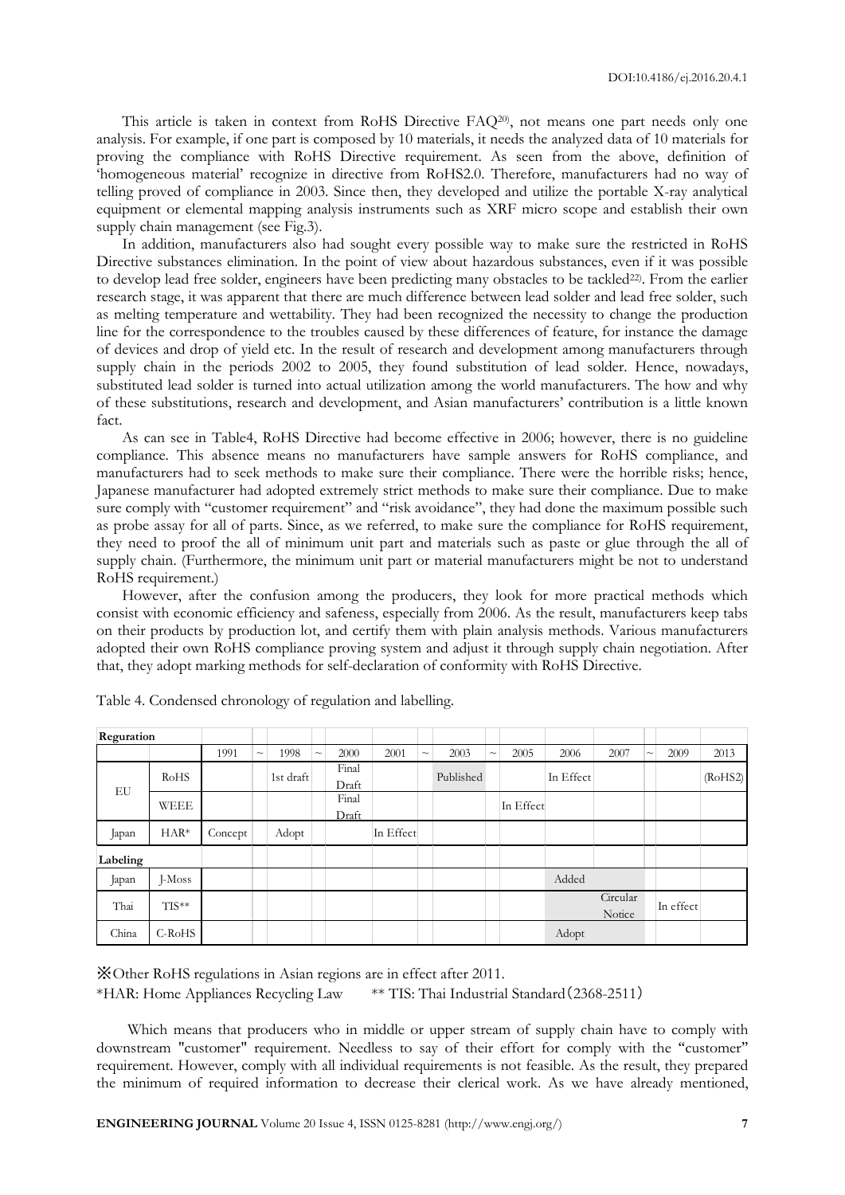This article is taken in context from RoHS Directive FAQ[20], not means one part needs only one analysis. For example, if one part is composed by 10 materials, it needs the analyzed data of 10 materials for proving the compliance with RoHS Directive requirement. As seen from the above, definition of 'homogeneous material' recognize in directive from RoHS2.0. Therefore, manufacturers had no way of telling proved of compliance in 2003. Since then, they developed and utilize the portable X-ray analytical equipment or elemental mapping analysis instruments such as XRF micro scope and establish their own supply chain management (see Fig.3).

In addition, manufacturers also had sought every possible way to make sure the restricted in RoHS Directive substances elimination. In the point of view about hazardous substances, even if it was possible to develop lead free solder, engineers have been predicting many obstacles to be tackled[22]. From the earlier research stage, it was apparent that there are much difference between lead solder and lead free solder, such as melting temperature and wettability. They had been recognized the necessity to change the production line for the correspondence to the troubles caused by these differences of feature, for instance the damage of devices and drop of yield etc. In the result of research and development among manufacturers through supply chain in the periods 2002 to 2005, they found substitution of lead solder. Hence, nowadays, substituted lead solder is turned into actual utilization among the world manufacturers. The how and why of these substitutions, research and development, and Asian manufacturers' contribution is a little known fact.

As can see in Table4, RoHS Directive had become effective in 2006; however, there is no guideline compliance. This absence means no manufacturers have sample answers for RoHS compliance, and manufacturers had to seek methods to make sure their compliance. There were the horrible risks; hence, Japanese manufacturer had adopted extremely strict methods to make sure their compliance. Due to make sure comply with "customer requirement" and "risk avoidance", they had done the maximum possible such as probe assay for all of parts. Since, as we referred, to make sure the compliance for RoHS requirement, they need to proof the all of minimum unit part and materials such as paste or glue through the all of supply chain. (Furthermore, the minimum unit part or material manufacturers might be not to understand RoHS requirement.)

However, after the confusion among the producers, they look for more practical methods which consist with economic efficiency and safeness, especially from 2006. As the result, manufacturers keep tabs on their products by production lot, and certify them with plain analysis methods. Various manufacturers adopted their own RoHS compliance proving system and adjust it through supply chain negotiation. After that, they adopt marking methods for self-declaration of conformity with RoHS Directive.

Table 4. Condensed chronology of regulation and labelling.

| Reguration | | | | | | | | | | | | | | | | |
|---|---|---|---|---|---|---|---|---|---|---|---|---|---|---|---|---|
| | | 1991 | ~ | 1998 | ~ | 2000 | 2001 | ~ | 2003 | ~ | 2005 | 2006 | 2007 | ~ | 2009 | 2013 |
| EU | RoHS | | | 1st draft | | Final Draft | | | Published | | | In Effect | | | | (RoHS2) |
| | WEEE | | | | | Final Draft | | | | | In Effect | | | | | |
| Japan | HAR* | Concept | | Adopt | | | In Effect | | | | | | | | | |
| **Labeling** | | | | | | | | | | | | | | | | |
| Japan | J-Moss | | | | | | | | | | | Added | | | | |
| Thai | TIS** | | | | | | | | | | | | Circular Notice | | In effect | |
| China | C-RoHS | | | | | | | | | | | Adopt | | | | |

※Other RoHS regulations in Asian regions are in effect after 2011.
*HAR: Home Appliances Recycling Law ** TIS: Thai Industrial Standard（2368-2511）

Which means that producers who in middle or upper stream of supply chain have to comply with downstream "customer" requirement. Needless to say of their effort for comply with the "customer" requirement. However, comply with all individual requirements is not feasible. As the result, they prepared the minimum of required information to decrease their clerical work. As we have already mentioned,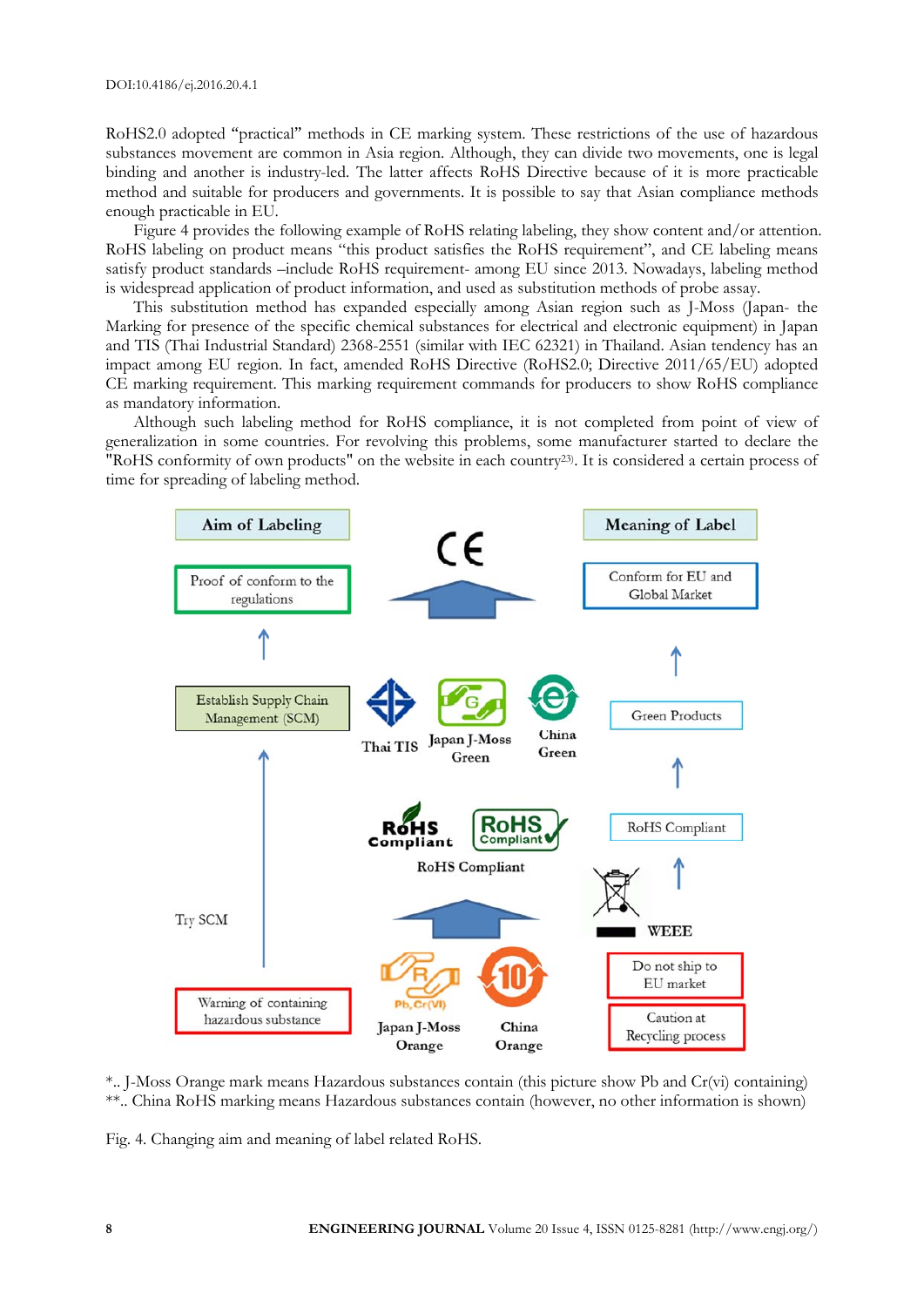RoHS2.0 adopted "practical" methods in CE marking system. These restrictions of the use of hazardous substances movement are common in Asia region. Although, they can divide two movements, one is legal binding and another is industry-led. The latter affects RoHS Directive because of it is more practicable method and suitable for producers and governments. It is possible to say that Asian compliance methods enough practicable in EU.

Figure 4 provides the following example of RoHS relating labeling, they show content and/or attention. RoHS labeling on product means "this product satisfies the RoHS requirement", and CE labeling means satisfy product standards –include RoHS requirement- among EU since 2013. Nowadays, labeling method is widespread application of product information, and used as substitution methods of probe assay.

This substitution method has expanded especially among Asian region such as J-Moss (Japan- the Marking for presence of the specific chemical substances for electrical and electronic equipment) in Japan and TIS (Thai Industrial Standard) 2368-2551 (similar with IEC 62321) in Thailand. Asian tendency has an impact among EU region. In fact, amended RoHS Directive (RoHS2.0; Directive 2011/65/EU) adopted CE marking requirement. This marking requirement commands for producers to show RoHS compliance as mandatory information.

Although such labeling method for RoHS compliance, it is not completed from point of view of generalization in some countries. For revolving this problems, some manufacturer started to declare the "RoHS conformity of own products" on the website in each country[23]. It is considered a certain process of time for spreading of labeling method.

*.. J-Moss Orange mark means Hazardous substances contain (this picture show Pb and Cr(vi) containing)
**.. China RoHS marking means Hazardous substances contain (however, no other information is shown)

Fig. 4. Changing aim and meaning of label related RoHS.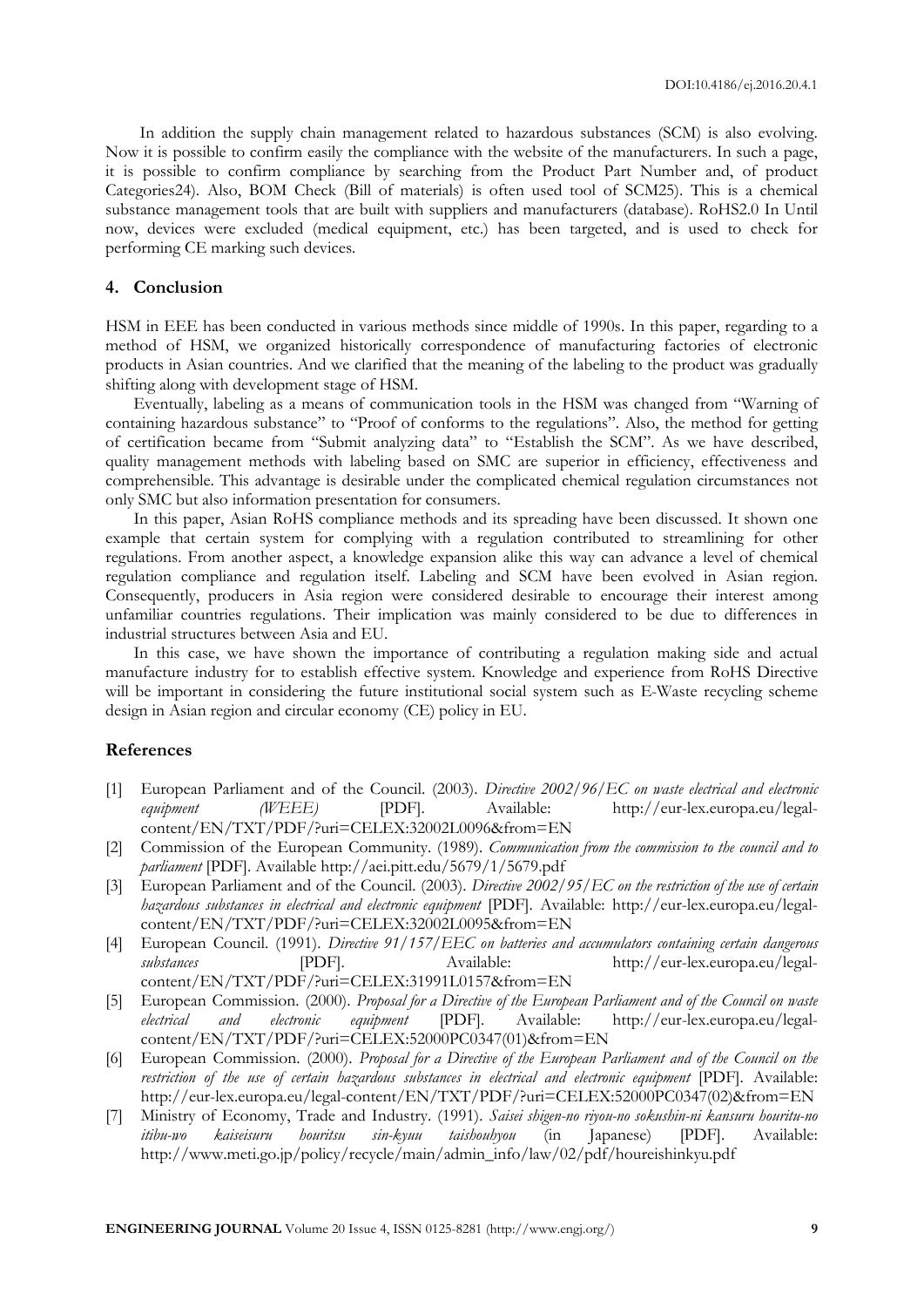In addition the supply chain management related to hazardous substances (SCM) is also evolving. Now it is possible to confirm easily the compliance with the website of the manufacturers. In such a page, it is possible to confirm compliance by searching from the Product Part Number and, of product Categories24). Also, BOM Check (Bill of materials) is often used tool of SCM25). This is a chemical substance management tools that are built with suppliers and manufacturers (database). RoHS2.0 In Until now, devices were excluded (medical equipment, etc.) has been targeted, and is used to check for performing CE marking such devices.

## 4. Conclusion

HSM in EEE has been conducted in various methods since middle of 1990s. In this paper, regarding to a method of HSM, we organized historically correspondence of manufacturing factories of electronic products in Asian countries. And we clarified that the meaning of the labeling to the product was gradually shifting along with development stage of HSM.

Eventually, labeling as a means of communication tools in the HSM was changed from "Warning of containing hazardous substance" to "Proof of conforms to the regulations". Also, the method for getting of certification became from "Submit analyzing data" to "Establish the SCM". As we have described, quality management methods with labeling based on SMC are superior in efficiency, effectiveness and comprehensible. This advantage is desirable under the complicated chemical regulation circumstances not only SMC but also information presentation for consumers.

In this paper, Asian RoHS compliance methods and its spreading have been discussed. It shown one example that certain system for complying with a regulation contributed to streamlining for other regulations. From another aspect, a knowledge expansion alike this way can advance a level of chemical regulation compliance and regulation itself. Labeling and SCM have been evolved in Asian region. Consequently, producers in Asia region were considered desirable to encourage their interest among unfamiliar countries regulations. Their implication was mainly considered to be due to differences in industrial structures between Asia and EU.

In this case, we have shown the importance of contributing a regulation making side and actual manufacture industry for to establish effective system. Knowledge and experience from RoHS Directive will be important in considering the future institutional social system such as E-Waste recycling scheme design in Asian region and circular economy (CE) policy in EU.

## References

[1] European Parliament and of the Council. (2003). *Directive 2002/96/EC on waste electrical and electronic equipment (WEEE)* [PDF]. Available: http://eur-lex.europa.eu/legal-content/EN/TXT/PDF/?uri=CELEX:32002L0096&from=EN

[2] Commission of the European Community. (1989). *Communication from the commission to the council and to parliament* [PDF]. Available http://aei.pitt.edu/5679/1/5679.pdf

[3] European Parliament and of the Council. (2003). *Directive 2002/95/EC on the restriction of the use of certain hazardous substances in electrical and electronic equipment* [PDF]. Available: http://eur-lex.europa.eu/legal-content/EN/TXT/PDF/?uri=CELEX:32002L0095&from=EN

[4] European Council. (1991). *Directive 91/157/EEC on batteries and accumulators containing certain dangerous substances* [PDF]. Available: http://eur-lex.europa.eu/legal-content/EN/TXT/PDF/?uri=CELEX:31991L0157&from=EN

[5] European Commission. (2000). *Proposal for a Directive of the European Parliament and of the Council on waste electrical and electronic equipment* [PDF]. Available: http://eur-lex.europa.eu/legal-content/EN/TXT/PDF/?uri=CELEX:52000PC0347(01)&from=EN

[6] European Commission. (2000). *Proposal for a Directive of the European Parliament and of the Council on the restriction of the use of certain hazardous substances in electrical and electronic equipment* [PDF]. Available: http://eur-lex.europa.eu/legal-content/EN/TXT/PDF/?uri=CELEX:52000PC0347(02)&from=EN

[7] Ministry of Economy, Trade and Industry. (1991). *Saisei shigen-no riyou-no sokushin-ni kansuru houritu-no itibu-wo kaiseisuru houritsu sin-kyuu taishouhyou* (in Japanese) [PDF]. Available: http://www.meti.go.jp/policy/recycle/main/admin_info/law/02/pdf/houreishinkyu.pdf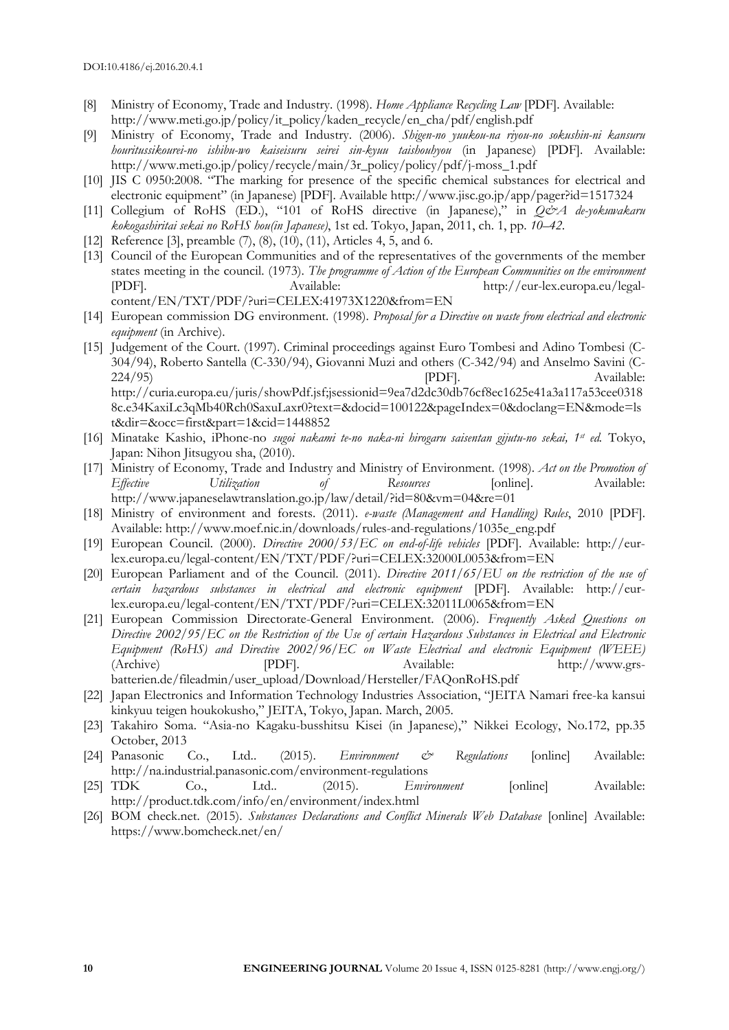[8] Ministry of Economy, Trade and Industry. (1998). *Home Appliance Recycling Law* [PDF]. Available: http://www.meti.go.jp/policy/it_policy/kaden_recycle/en_cha/pdf/english.pdf

[9] Ministry of Economy, Trade and Industry. (2006). *Shigen-no yuukou-na riyou-no sokushin-ni kansuru houritussikourei-no ishibu-wo kaiseisuru seirei sin-kyuu taishouhyou* (in Japanese) [PDF]. Available: http://www.meti.go.jp/policy/recycle/main/3r_policy/policy/pdf/j-moss_1.pdf

[10] JIS C 0950:2008. "The marking for presence of the specific chemical substances for electrical and electronic equipment" (in Japanese) [PDF]. Available http://www.jisc.go.jp/app/pager?id=1517324

[11] Collegium of RoHS (ED.), "101 of RoHS directive (in Japanese)," in *Q&A de-yokuwakaru kokogashiritai sekai no RoHS hou(in Japanese)*, 1st ed. Tokyo, Japan, 2011, ch. 1, pp. *10–42*.

[12] Reference [3], preamble (7), (8), (10), (11), Articles 4, 5, and 6.

[13] Council of the European Communities and of the representatives of the governments of the member states meeting in the council. (1973). *The programme of Action of the European Communities on the environment* [PDF]. Available: http://eur-lex.europa.eu/legal-content/EN/TXT/PDF/?uri=CELEX:41973X1220&from=EN

[14] European commission DG environment. (1998). *Proposal for a Directive on waste from electrical and electronic equipment* (in Archive).

[15] Judgement of the Court. (1997). Criminal proceedings against Euro Tombesi and Adino Tombesi (C-304/94), Roberto Santella (C-330/94), Giovanni Muzi and others (C-342/94) and Anselmo Savini (C-224/95) [PDF]. Available: http://curia.europa.eu/juris/showPdf.jsf;jsessionid=9ea7d2dc30db76cf8ec1625e41a3a117a53cee03188c.e34KaxiLc3qMb40Rch0SaxuLaxr0?text=&docid=100122&pageIndex=0&doclang=EN&mode=lst&dir=&occ=first&part=1&cid=1448852

[16] Minatake Kashio, iPhone-no *sugoi nakami te-no naka-ni hirogaru saisentan gijutu-no sekai, 1st ed.* Tokyo, Japan: Nihon Jitsugyou sha, (2010).

[17] Ministry of Economy, Trade and Industry and Ministry of Environment. (1998). *Act on the Promotion of Effective Utilization of Resources* [online]. Available: http://www.japaneselawtranslation.go.jp/law/detail/?id=80&vm=04&re=01

[18] Ministry of environment and forests. (2011). *e-waste (Management and Handling) Rules*, 2010 [PDF]. Available: http://www.moef.nic.in/downloads/rules-and-regulations/1035e_eng.pdf

[19] European Council. (2000). *Directive 2000/53/EC on end-of-life vehicles* [PDF]. Available: http://eur-lex.europa.eu/legal-content/EN/TXT/PDF/?uri=CELEX:32000L0053&from=EN

[20] European Parliament and of the Council. (2011). *Directive 2011/65/EU on the restriction of the use of certain hazardous substances in electrical and electronic equipment* [PDF]. Available: http://eur-lex.europa.eu/legal-content/EN/TXT/PDF/?uri=CELEX:32011L0065&from=EN

[21] European Commission Directorate-General Environment. (2006). *Frequently Asked Questions on Directive 2002/95/EC on the Restriction of the Use of certain Hazardous Substances in Electrical and Electronic Equipment (RoHS) and Directive 2002/96/EC on Waste Electrical and electronic Equipment (WEEE)* (Archive) [PDF]. Available: http://www.grs-batterien.de/fileadmin/user_upload/Download/Hersteller/FAQonRoHS.pdf

[22] Japan Electronics and Information Technology Industries Association, "JEITA Namari free-ka kansui kinkyuu teigen houkokusho," JEITA, Tokyo, Japan. March, 2005.

[23] Takahiro Soma. "Asia-no Kagaku-busshitsu Kisei (in Japanese)," Nikkei Ecology, No.172, pp.35 October, 2013

[24] Panasonic Co., Ltd.. (2015). *Environment & Regulations* [online] Available: http://na.industrial.panasonic.com/environment-regulations

[25] TDK Co., Ltd.. (2015). *Environment* [online] Available: http://product.tdk.com/info/en/environment/index.html

[26] BOM check.net. (2015). *Substances Declarations and Conflict Minerals Web Database* [online] Available: https://www.bomcheck.net/en/